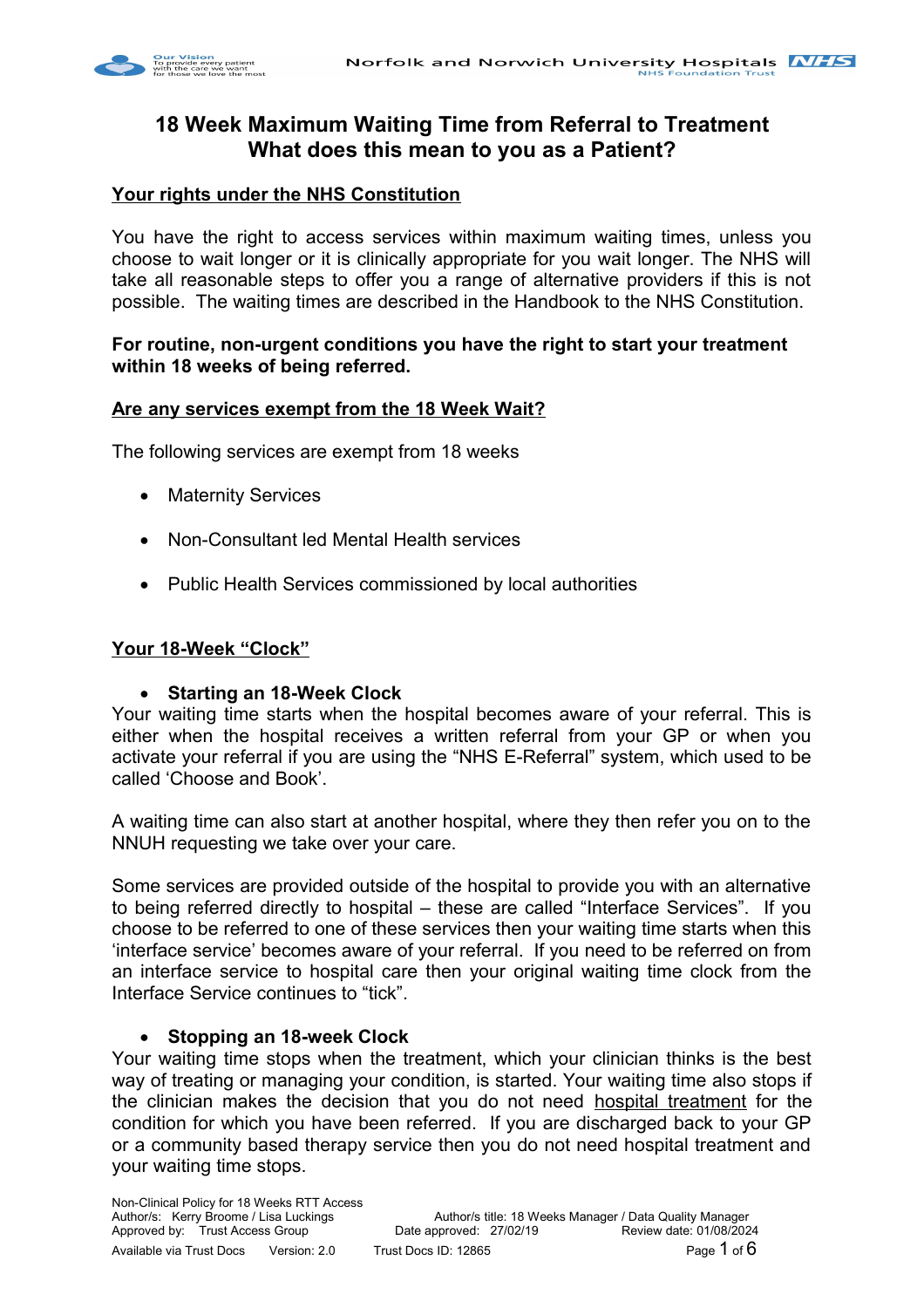# 18 Week Maximum Waiting Time from Referral to Treatment
# What does this mean to you as a Patient?

## Your rights under the NHS Constitution

You have the right to access services within maximum waiting times, unless you choose to wait longer or it is clinically appropriate for you wait longer. The NHS will take all reasonable steps to offer you a range of alternative providers if this is not possible. The waiting times are described in the Handbook to the NHS Constitution.

**For routine, non-urgent conditions you have the right to start your treatment within 18 weeks of being referred.**

## Are any services exempt from the 18 Week Wait?

The following services are exempt from 18 weeks

- Maternity Services
- Non-Consultant led Mental Health services
- Public Health Services commissioned by local authorities

## Your 18-Week "Clock"

- **Starting an 18-Week Clock**

Your waiting time starts when the hospital becomes aware of your referral. This is either when the hospital receives a written referral from your GP or when you activate your referral if you are using the "NHS E-Referral" system, which used to be called 'Choose and Book'.

A waiting time can also start at another hospital, where they then refer you on to the NNUH requesting we take over your care.

Some services are provided outside of the hospital to provide you with an alternative to being referred directly to hospital – these are called "Interface Services". If you choose to be referred to one of these services then your waiting time starts when this 'interface service' becomes aware of your referral. If you need to be referred on from an interface service to hospital care then your original waiting time clock from the Interface Service continues to "tick".

- **Stopping an 18-week Clock**

Your waiting time stops when the treatment, which your clinician thinks is the best way of treating or managing your condition, is started. Your waiting time also stops if the clinician makes the decision that you do not need hospital treatment for the condition for which you have been referred. If you are discharged back to your GP or a community based therapy service then you do not need hospital treatment and your waiting time stops.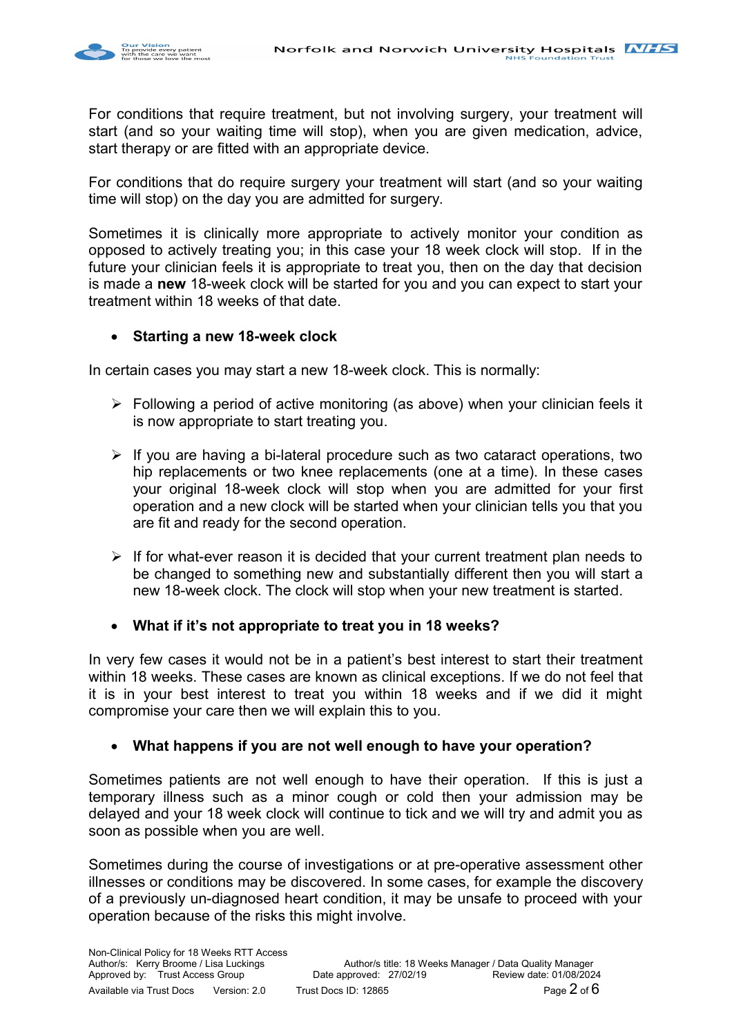For conditions that require treatment, but not involving surgery, your treatment will start (and so your waiting time will stop), when you are given medication, advice, start therapy or are fitted with an appropriate device.

For conditions that do require surgery your treatment will start (and so your waiting time will stop) on the day you are admitted for surgery.

Sometimes it is clinically more appropriate to actively monitor your condition as opposed to actively treating you; in this case your 18 week clock will stop. If in the future your clinician feels it is appropriate to treat you, then on the day that decision is made a **new** 18-week clock will be started for you and you can expect to start your treatment within 18 weeks of that date.

- **Starting a new 18-week clock**

In certain cases you may start a new 18-week clock. This is normally:

- Following a period of active monitoring (as above) when your clinician feels it is now appropriate to start treating you.

- If you are having a bi-lateral procedure such as two cataract operations, two hip replacements or two knee replacements (one at a time). In these cases your original 18-week clock will stop when you are admitted for your first operation and a new clock will be started when your clinician tells you that you are fit and ready for the second operation.

- If for what-ever reason it is decided that your current treatment plan needs to be changed to something new and substantially different then you will start a new 18-week clock. The clock will stop when your new treatment is started.

- **What if it's not appropriate to treat you in 18 weeks?**

In very few cases it would not be in a patient's best interest to start their treatment within 18 weeks. These cases are known as clinical exceptions. If we do not feel that it is in your best interest to treat you within 18 weeks and if we did it might compromise your care then we will explain this to you.

- **What happens if you are not well enough to have your operation?**

Sometimes patients are not well enough to have their operation. If this is just a temporary illness such as a minor cough or cold then your admission may be delayed and your 18 week clock will continue to tick and we will try and admit you as soon as possible when you are well.

Sometimes during the course of investigations or at pre-operative assessment other illnesses or conditions may be discovered. In some cases, for example the discovery of a previously un-diagnosed heart condition, it may be unsafe to proceed with your operation because of the risks this might involve.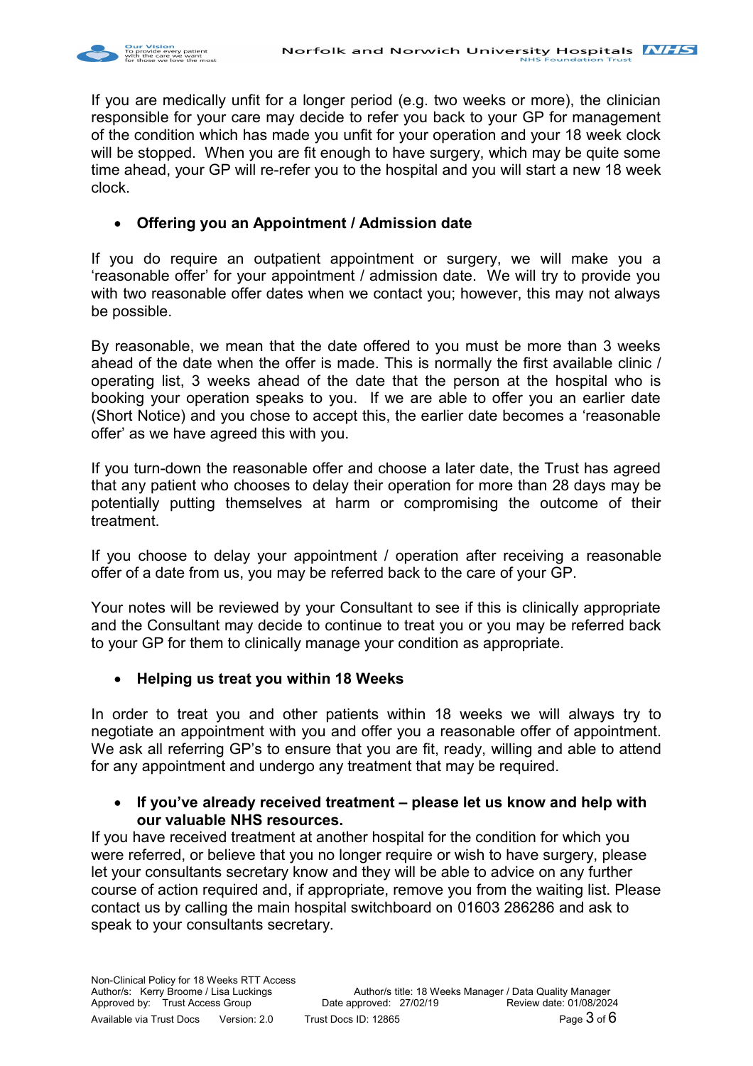If you are medically unfit for a longer period (e.g. two weeks or more), the clinician responsible for your care may decide to refer you back to your GP for management of the condition which has made you unfit for your operation and your 18 week clock will be stopped. When you are fit enough to have surgery, which may be quite some time ahead, your GP will re-refer you to the hospital and you will start a new 18 week clock.

- **Offering you an Appointment / Admission date**

If you do require an outpatient appointment or surgery, we will make you a 'reasonable offer' for your appointment / admission date. We will try to provide you with two reasonable offer dates when we contact you; however, this may not always be possible.

By reasonable, we mean that the date offered to you must be more than 3 weeks ahead of the date when the offer is made. This is normally the first available clinic / operating list, 3 weeks ahead of the date that the person at the hospital who is booking your operation speaks to you. If we are able to offer you an earlier date (Short Notice) and you chose to accept this, the earlier date becomes a 'reasonable offer' as we have agreed this with you.

If you turn-down the reasonable offer and choose a later date, the Trust has agreed that any patient who chooses to delay their operation for more than 28 days may be potentially putting themselves at harm or compromising the outcome of their treatment.

If you choose to delay your appointment / operation after receiving a reasonable offer of a date from us, you may be referred back to the care of your GP.

Your notes will be reviewed by your Consultant to see if this is clinically appropriate and the Consultant may decide to continue to treat you or you may be referred back to your GP for them to clinically manage your condition as appropriate.

- **Helping us treat you within 18 Weeks**

In order to treat you and other patients within 18 weeks we will always try to negotiate an appointment with you and offer you a reasonable offer of appointment. We ask all referring GP's to ensure that you are fit, ready, willing and able to attend for any appointment and undergo any treatment that may be required.

- **If you've already received treatment – please let us know and help with our valuable NHS resources.**

If you have received treatment at another hospital for the condition for which you were referred, or believe that you no longer require or wish to have surgery, please let your consultants secretary know and they will be able to advice on any further course of action required and, if appropriate, remove you from the waiting list. Please contact us by calling the main hospital switchboard on 01603 286286 and ask to speak to your consultants secretary.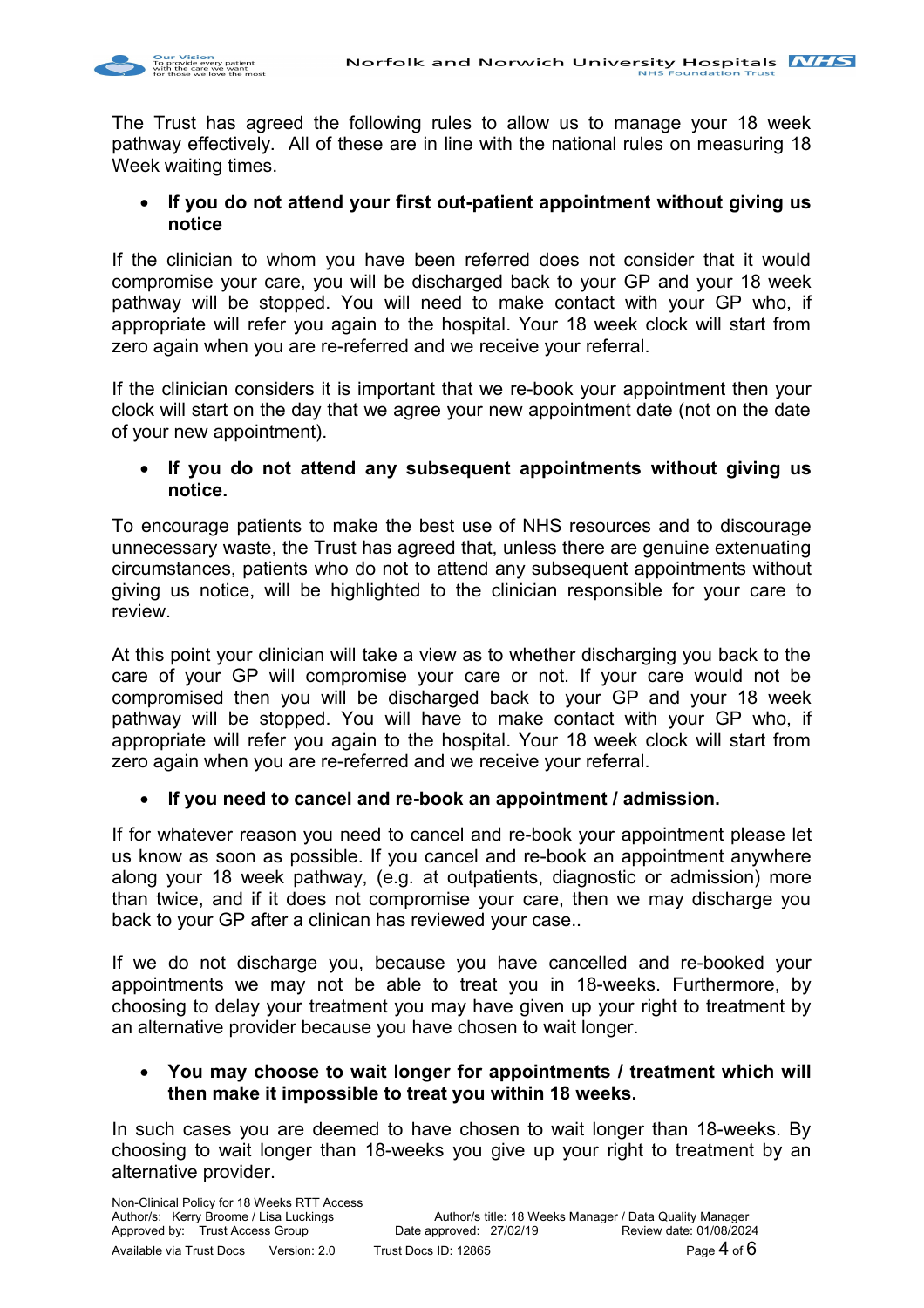The Trust has agreed the following rules to allow us to manage your 18 week pathway effectively. All of these are in line with the national rules on measuring 18 Week waiting times.

- **If you do not attend your first out-patient appointment without giving us notice**

If the clinician to whom you have been referred does not consider that it would compromise your care, you will be discharged back to your GP and your 18 week pathway will be stopped. You will need to make contact with your GP who, if appropriate will refer you again to the hospital. Your 18 week clock will start from zero again when you are re-referred and we receive your referral.

If the clinician considers it is important that we re-book your appointment then your clock will start on the day that we agree your new appointment date (not on the date of your new appointment).

- **If you do not attend any subsequent appointments without giving us notice.**

To encourage patients to make the best use of NHS resources and to discourage unnecessary waste, the Trust has agreed that, unless there are genuine extenuating circumstances, patients who do not to attend any subsequent appointments without giving us notice, will be highlighted to the clinician responsible for your care to review.

At this point your clinician will take a view as to whether discharging you back to the care of your GP will compromise your care or not. If your care would not be compromised then you will be discharged back to your GP and your 18 week pathway will be stopped. You will have to make contact with your GP who, if appropriate will refer you again to the hospital. Your 18 week clock will start from zero again when you are re-referred and we receive your referral.

- **If you need to cancel and re-book an appointment / admission.**

If for whatever reason you need to cancel and re-book your appointment please let us know as soon as possible. If you cancel and re-book an appointment anywhere along your 18 week pathway, (e.g. at outpatients, diagnostic or admission) more than twice, and if it does not compromise your care, then we may discharge you back to your GP after a clinican has reviewed your case..

If we do not discharge you, because you have cancelled and re-booked your appointments we may not be able to treat you in 18-weeks. Furthermore, by choosing to delay your treatment you may have given up your right to treatment by an alternative provider because you have chosen to wait longer.

- **You may choose to wait longer for appointments / treatment which will then make it impossible to treat you within 18 weeks.**

In such cases you are deemed to have chosen to wait longer than 18-weeks. By choosing to wait longer than 18-weeks you give up your right to treatment by an alternative provider.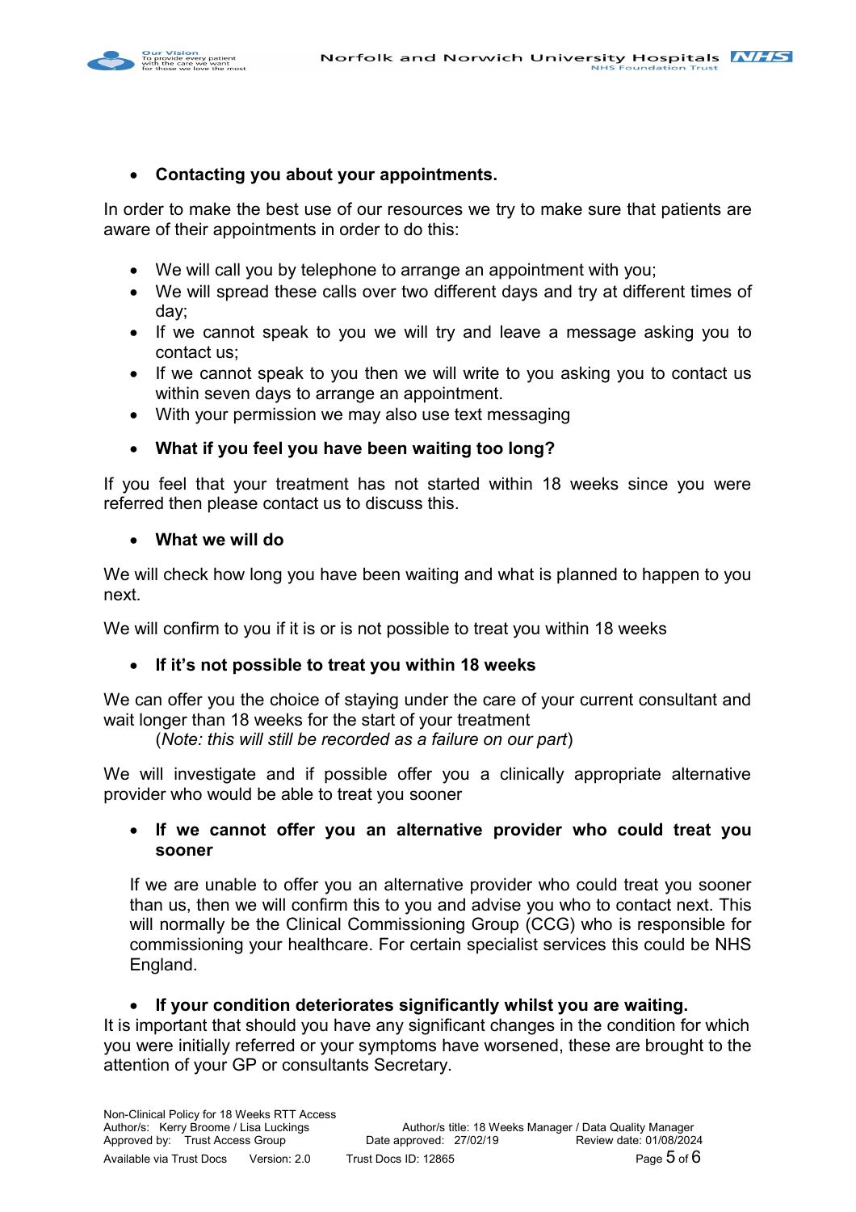- **Contacting you about your appointments.**

In order to make the best use of our resources we try to make sure that patients are aware of their appointments in order to do this:

- We will call you by telephone to arrange an appointment with you;
- We will spread these calls over two different days and try at different times of day;
- If we cannot speak to you we will try and leave a message asking you to contact us;
- If we cannot speak to you then we will write to you asking you to contact us within seven days to arrange an appointment.
- With your permission we may also use text messaging

- **What if you feel you have been waiting too long?**

If you feel that your treatment has not started within 18 weeks since you were referred then please contact us to discuss this.

- **What we will do**

We will check how long you have been waiting and what is planned to happen to you next.

We will confirm to you if it is or is not possible to treat you within 18 weeks

- **If it's not possible to treat you within 18 weeks**

We can offer you the choice of staying under the care of your current consultant and wait longer than 18 weeks for the start of your treatment
(*Note: this will still be recorded as a failure on our part*)

We will investigate and if possible offer you a clinically appropriate alternative provider who would be able to treat you sooner

- **If we cannot offer you an alternative provider who could treat you sooner**

  If we are unable to offer you an alternative provider who could treat you sooner than us, then we will confirm this to you and advise you who to contact next. This will normally be the Clinical Commissioning Group (CCG) who is responsible for commissioning your healthcare. For certain specialist services this could be NHS England.

- **If your condition deteriorates significantly whilst you are waiting.**

It is important that should you have any significant changes in the condition for which you were initially referred or your symptoms have worsened, these are brought to the attention of your GP or consultants Secretary.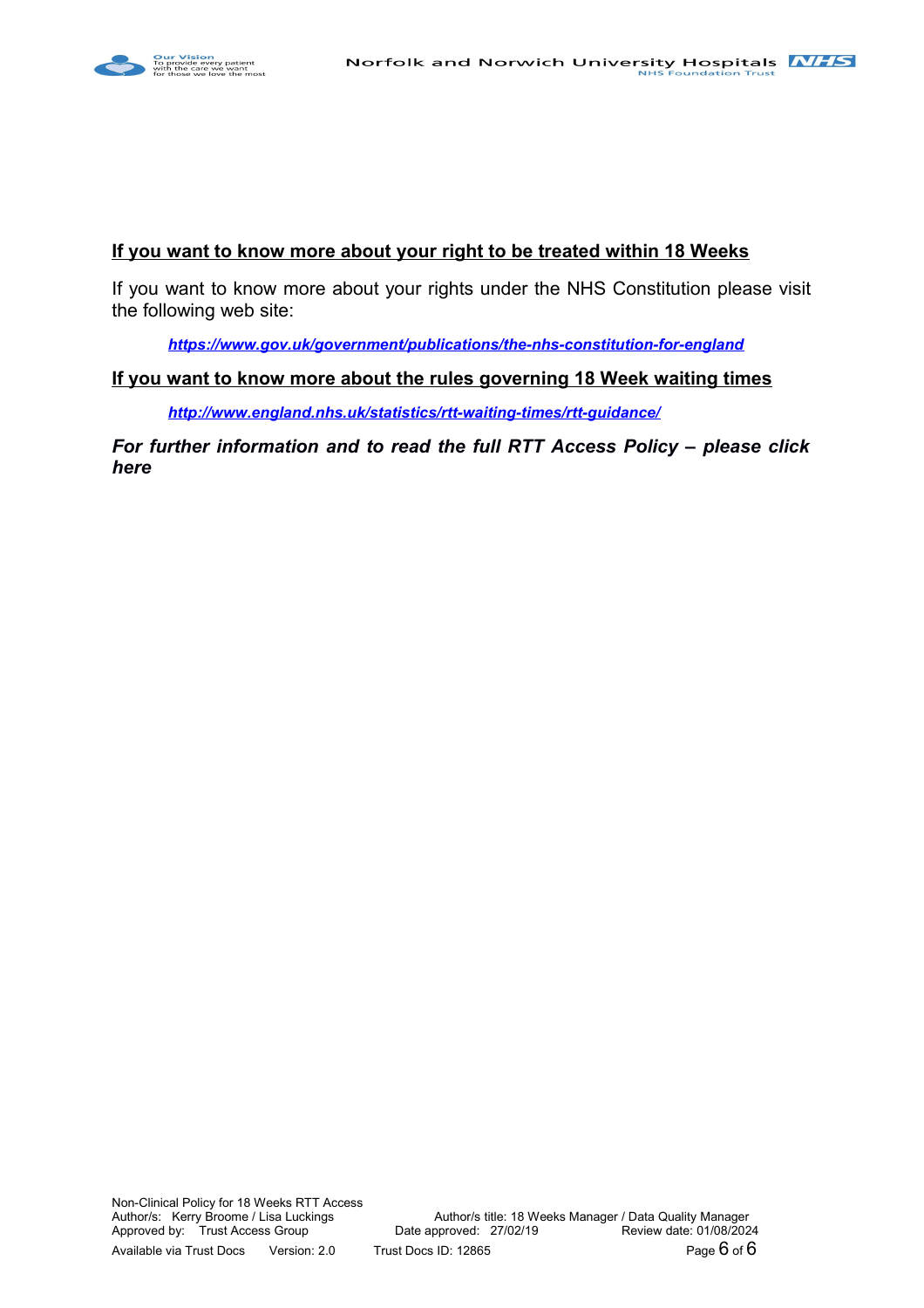**<u>If you want to know more about your right to be treated within 18 Weeks</u>**

If you want to know more about your rights under the NHS Constitution please visit the following web site:

***https://www.gov.uk/government/publications/the-nhs-constitution-for-england***

**<u>If you want to know more about the rules governing 18 Week waiting times</u>**

***http://www.england.nhs.uk/statistics/rtt-waiting-times/rtt-guidance/***

***For further information and to read the full RTT Access Policy – please click here***